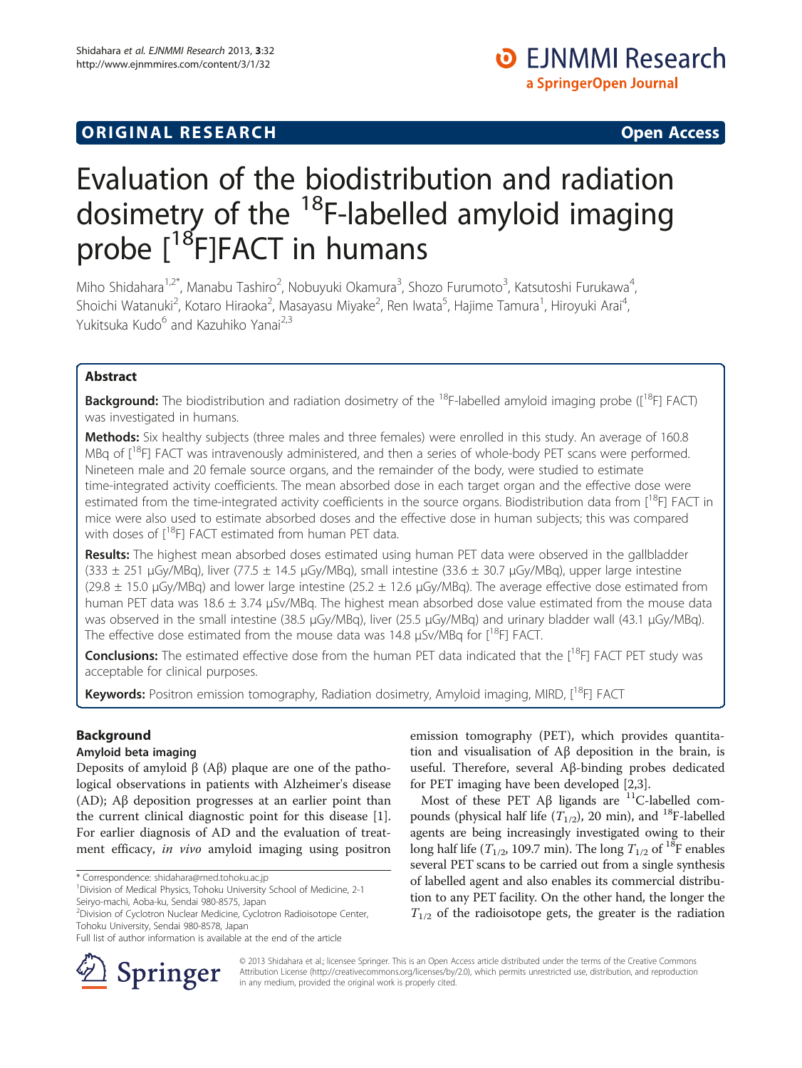ORIGINAL RESEARCH · Open Access

# Evaluation of the biodistribution and radiation dosimetry of the $^{18}$F-labelled amyloid imaging probe [$^{18}$F]FACT in humans

Miho Shidahara[1,2*], Manabu Tashiro[2], Nobuyuki Okamura[3], Shozo Furumoto[3], Katsutoshi Furukawa[4], Shoichi Watanuki[2], Kotaro Hiraoka[2], Masayasu Miyake[2], Ren Iwata[5], Hajime Tamura[1], Hiroyuki Arai[4], Yukitsuka Kudo[6] and Kazuhiko Yanai[2,3]

## Abstract

**Background:** The biodistribution and radiation dosimetry of the $^{18}$F-labelled amyloid imaging probe ([$^{18}$F] FACT) was investigated in humans.

**Methods:** Six healthy subjects (three males and three females) were enrolled in this study. An average of 160.8 MBq of [$^{18}$F] FACT was intravenously administered, and then a series of whole-body PET scans were performed. Nineteen male and 20 female source organs, and the remainder of the body, were studied to estimate time-integrated activity coefficients. The mean absorbed dose in each target organ and the effective dose were estimated from the time-integrated activity coefficients in the source organs. Biodistribution data from [$^{18}$F] FACT in mice were also used to estimate absorbed doses and the effective dose in human subjects; this was compared with doses of [$^{18}$F] FACT estimated from human PET data.

**Results:** The highest mean absorbed doses estimated using human PET data were observed in the gallbladder (333 ± 251 μGy/MBq), liver (77.5 ± 14.5 μGy/MBq), small intestine (33.6 ± 30.7 μGy/MBq), upper large intestine (29.8 ± 15.0 μGy/MBq) and lower large intestine (25.2 ± 12.6 μGy/MBq). The average effective dose estimated from human PET data was 18.6 ± 3.74 μSv/MBq. The highest mean absorbed dose value estimated from the mouse data was observed in the small intestine (38.5 μGy/MBq), liver (25.5 μGy/MBq) and urinary bladder wall (43.1 μGy/MBq). The effective dose estimated from the mouse data was 14.8 μSv/MBq for [$^{18}$F] FACT.

**Conclusions:** The estimated effective dose from the human PET data indicated that the [$^{18}$F] FACT PET study was acceptable for clinical purposes.

**Keywords:** Positron emission tomography, Radiation dosimetry, Amyloid imaging, MIRD, [$^{18}$F] FACT

## Background

### Amyloid beta imaging

Deposits of amyloid β (Aβ) plaque are one of the pathological observations in patients with Alzheimer's disease (AD); Aβ deposition progresses at an earlier point than the current clinical diagnostic point for this disease [1]. For earlier diagnosis of AD and the evaluation of treatment efficacy, *in vivo* amyloid imaging using positron emission tomography (PET), which provides quantitation and visualisation of Aβ deposition in the brain, is useful. Therefore, several Aβ-binding probes dedicated for PET imaging have been developed [2,3].

Most of these PET Aβ ligands are $^{11}$C-labelled compounds (physical half life ($T_{1/2}$), 20 min), and $^{18}$F-labelled agents are being increasingly investigated owing to their long half life ($T_{1/2}$, 109.7 min). The long $T_{1/2}$ of $^{18}$F enables several PET scans to be carried out from a single synthesis of labelled agent and also enables its commercial distribution to any PET facility. On the other hand, the longer the $T_{1/2}$ of the radioisotope gets, the greater is the radiation

\* Correspondence: shidahara@med.tohoku.ac.jp
[1]Division of Medical Physics, Tohoku University School of Medicine, 2-1 Seiryo-machi, Aoba-ku, Sendai 980-8575, Japan
[2]Division of Cyclotron Nuclear Medicine, Cyclotron Radioisotope Center, Tohoku University, Sendai 980-8578, Japan
Full list of author information is available at the end of the article

© 2013 Shidahara et al.; licensee Springer. This is an Open Access article distributed under the terms of the Creative Commons Attribution License (http://creativecommons.org/licenses/by/2.0), which permits unrestricted use, distribution, and reproduction in any medium, provided the original work is properly cited.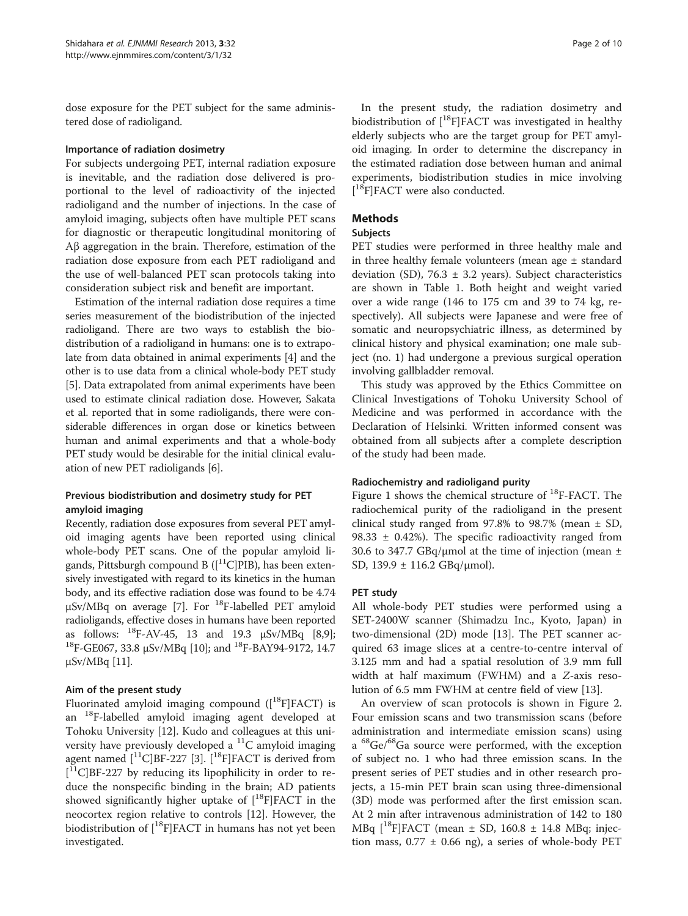dose exposure for the PET subject for the same administered dose of radioligand.

### Importance of radiation dosimetry

For subjects undergoing PET, internal radiation exposure is inevitable, and the radiation dose delivered is proportional to the level of radioactivity of the injected radioligand and the number of injections. In the case of amyloid imaging, subjects often have multiple PET scans for diagnostic or therapeutic longitudinal monitoring of Aβ aggregation in the brain. Therefore, estimation of the radiation dose exposure from each PET radioligand and the use of well-balanced PET scan protocols taking into consideration subject risk and benefit are important.

Estimation of the internal radiation dose requires a time series measurement of the biodistribution of the injected radioligand. There are two ways to establish the biodistribution of a radioligand in humans: one is to extrapolate from data obtained in animal experiments [4] and the other is to use data from a clinical whole-body PET study [5]. Data extrapolated from animal experiments have been used to estimate clinical radiation dose. However, Sakata et al. reported that in some radioligands, there were considerable differences in organ dose or kinetics between human and animal experiments and that a whole-body PET study would be desirable for the initial clinical evaluation of new PET radioligands [6].

### Previous biodistribution and dosimetry study for PET amyloid imaging

Recently, radiation dose exposures from several PET amyloid imaging agents have been reported using clinical whole-body PET scans. One of the popular amyloid ligands, Pittsburgh compound B ([$^{11}$C]PIB), has been extensively investigated with regard to its kinetics in the human body, and its effective radiation dose was found to be 4.74 μSv/MBq on average [7]. For $^{18}$F-labelled PET amyloid radioligands, effective doses in humans have been reported as follows: $^{18}$F-AV-45, 13 and 19.3 μSv/MBq [8,9]; $^{18}$F-GE067, 33.8 μSv/MBq [10]; and $^{18}$F-BAY94-9172, 14.7 μSv/MBq [11].

### Aim of the present study

Fluorinated amyloid imaging compound ([$^{18}$F]FACT) is an $^{18}$F-labelled amyloid imaging agent developed at Tohoku University [12]. Kudo and colleagues at this university have previously developed a $^{11}$C amyloid imaging agent named [$^{11}$C]BF-227 [3]. [$^{18}$F]FACT is derived from [$^{11}$C]BF-227 by reducing its lipophilicity in order to reduce the nonspecific binding in the brain; AD patients showed significantly higher uptake of [$^{18}$F]FACT in the neocortex region relative to controls [12]. However, the biodistribution of [$^{18}$F]FACT in humans has not yet been investigated.

In the present study, the radiation dosimetry and biodistribution of [$^{18}$F]FACT was investigated in healthy elderly subjects who are the target group for PET amyloid imaging. In order to determine the discrepancy in the estimated radiation dose between human and animal experiments, biodistribution studies in mice involving [$^{18}$F]FACT were also conducted.

## Methods

### Subjects

PET studies were performed in three healthy male and in three healthy female volunteers (mean age ± standard deviation (SD), 76.3 ± 3.2 years). Subject characteristics are shown in Table 1. Both height and weight varied over a wide range (146 to 175 cm and 39 to 74 kg, respectively). All subjects were Japanese and were free of somatic and neuropsychiatric illness, as determined by clinical history and physical examination; one male subject (no. 1) had undergone a previous surgical operation involving gallbladder removal.

This study was approved by the Ethics Committee on Clinical Investigations of Tohoku University School of Medicine and was performed in accordance with the Declaration of Helsinki. Written informed consent was obtained from all subjects after a complete description of the study had been made.

### Radiochemistry and radioligand purity

Figure 1 shows the chemical structure of $^{18}$F-FACT. The radiochemical purity of the radioligand in the present clinical study ranged from 97.8% to 98.7% (mean ± SD, 98.33 ± 0.42%). The specific radioactivity ranged from 30.6 to 347.7 GBq/μmol at the time of injection (mean ± SD, 139.9 ± 116.2 GBq/μmol).

### PET study

All whole-body PET studies were performed using a SET-2400W scanner (Shimadzu Inc., Kyoto, Japan) in two-dimensional (2D) mode [13]. The PET scanner acquired 63 image slices at a centre-to-centre interval of 3.125 mm and had a spatial resolution of 3.9 mm full width at half maximum (FWHM) and a *Z*-axis resolution of 6.5 mm FWHM at centre field of view [13].

An overview of scan protocols is shown in Figure 2. Four emission scans and two transmission scans (before administration and intermediate emission scans) using a $^{68}$Ge/$^{68}$Ga source were performed, with the exception of subject no. 1 who had three emission scans. In the present series of PET studies and in other research projects, a 15-min PET brain scan using three-dimensional (3D) mode was performed after the first emission scan. At 2 min after intravenous administration of 142 to 180 MBq [$^{18}$F]FACT (mean ± SD, 160.8 ± 14.8 MBq; injection mass, 0.77 ± 0.66 ng), a series of whole-body PET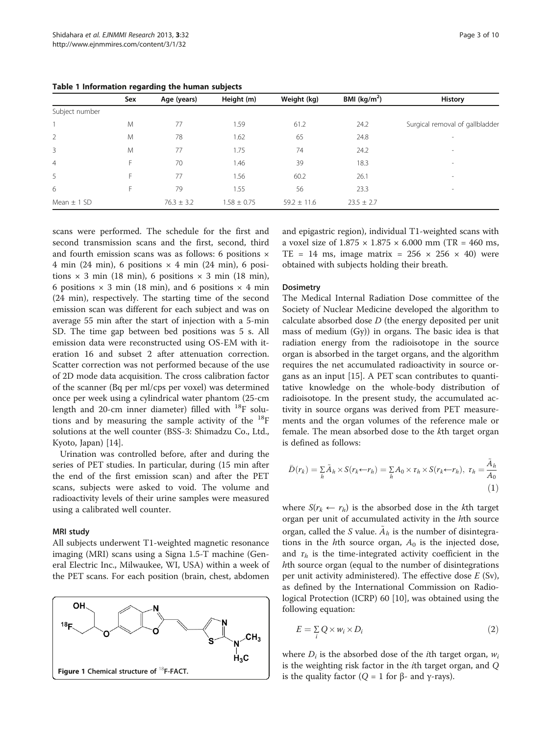**Table 1 Information regarding the human subjects**

| | Sex | Age (years) | Height (m) | Weight (kg) | BMI (kg/m$^2$) | History |
|---|---|---|---|---|---|---|
| Subject number | | | | | | |
| 1 | M | 77 | 1.59 | 61.2 | 24.2 | Surgical removal of gallbladder |
| 2 | M | 78 | 1.62 | 65 | 24.8 | - |
| 3 | M | 77 | 1.75 | 74 | 24.2 | - |
| 4 | F | 70 | 1.46 | 39 | 18.3 | - |
| 5 | F | 77 | 1.56 | 60.2 | 26.1 | - |
| 6 | F | 79 | 1.55 | 56 | 23.3 | - |
| Mean ± 1 SD | | 76.3 ± 3.2 | 1.58 ± 0.75 | 59.2 ± 11.6 | 23.5 ± 2.7 | |

scans were performed. The schedule for the first and second transmission scans and the first, second, third and fourth emission scans was as follows: 6 positions × 4 min (24 min), 6 positions × 4 min (24 min), 6 positions × 3 min (18 min), 6 positions × 3 min (18 min), 6 positions × 3 min (18 min), and 6 positions × 4 min (24 min), respectively. The starting time of the second emission scan was different for each subject and was on average 55 min after the start of injection with a 5-min SD. The time gap between bed positions was 5 s. All emission data were reconstructed using OS-EM with iteration 16 and subset 2 after attenuation correction. Scatter correction was not performed because of the use of 2D mode data acquisition. The cross calibration factor of the scanner (Bq per ml/cps per voxel) was determined once per week using a cylindrical water phantom (25-cm length and 20-cm inner diameter) filled with $^{18}$F solutions and by measuring the sample activity of the $^{18}$F solutions at the well counter (BSS-3: Shimadzu Co., Ltd., Kyoto, Japan) [14].

Urination was controlled before, after and during the series of PET studies. In particular, during (15 min after the end of the first emission scan) and after the PET scans, subjects were asked to void. The volume and radioactivity levels of their urine samples were measured using a calibrated well counter.

### MRI study

All subjects underwent T1-weighted magnetic resonance imaging (MRI) scans using a Signa 1.5-T machine (General Electric Inc., Milwaukee, WI, USA) within a week of the PET scans. For each position (brain, chest, abdomen and epigastric region), individual T1-weighted scans with a voxel size of 1.875 × 1.875 × 6.000 mm (TR = 460 ms, TE = 14 ms, image matrix = 256 × 256 × 40) were obtained with subjects holding their breath.

**Figure 1** Chemical structure of $^{18}$F-FACT.

### Dosimetry

The Medical Internal Radiation Dose committee of the Society of Nuclear Medicine developed the algorithm to calculate absorbed dose $D$ (the energy deposited per unit mass of medium (Gy)) in organs. The basic idea is that radiation energy from the radioisotope in the source organ is absorbed in the target organs, and the algorithm requires the net accumulated radioactivity in source organs as an input [15]. A PET scan contributes to quantitative knowledge on the whole-body distribution of radioisotope. In the present study, the accumulated activity in source organs was derived from PET measurements and the organ volumes of the reference male or female. The mean absorbed dose to the $k$th target organ is defined as follows:

$$\bar{D}(r_k) = \sum_h \tilde{A}_h \times S(r_k \leftarrow r_h) = \sum_h A_0 \times \tau_h \times S(r_k \leftarrow r_h),\ \tau_h = \frac{\tilde{A}_h}{A_0} \tag{1}$$

where $S(r_k \leftarrow r_h)$ is the absorbed dose in the $k$th target organ per unit of accumulated activity in the $h$th source organ, called the $S$ value. $\tilde{A}_h$ is the number of disintegrations in the $h$th source organ, $A_0$ is the injected dose, and $\tau_h$ is the time-integrated activity coefficient in the $h$th source organ (equal to the number of disintegrations per unit activity administered). The effective dose $E$ (Sv), as defined by the International Commission on Radiological Protection (ICRP) 60 [10], was obtained using the following equation:

$$E = \sum_i Q \times w_i \times D_i \tag{2}$$

where $D_i$ is the absorbed dose of the $i$th target organ, $w_i$ is the weighting risk factor in the $i$th target organ, and $Q$ is the quality factor ($Q = 1$ for β- and γ-rays).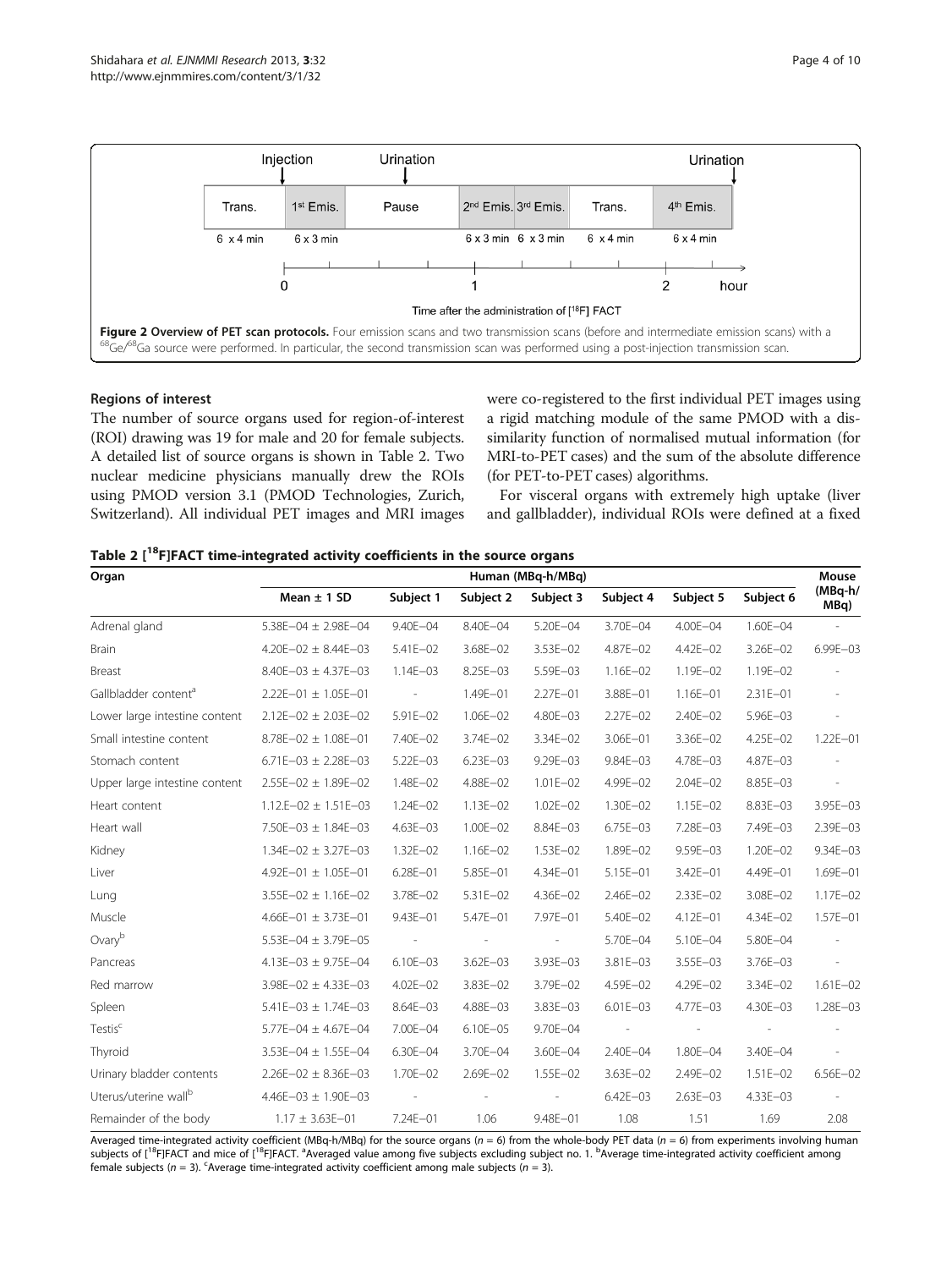Injection

Urination

Urination

Trans.

1st Emis.

Pause

2nd Emis. 3rd Emis.

Trans.

4th Emis.

6 x 4 min

6 x 3 min

6 x 3 min 6 x 3 min

6 x 4 min

6 x 4 min

0

1

2

hour

Time after the administration of [$^{18}$F] FACT

**Figure 2 Overview of PET scan protocols.** Four emission scans and two transmission scans (before and intermediate emission scans) with a $^{68}$Ge/$^{68}$Ga source were performed. In particular, the second transmission scan was performed using a post-injection transmission scan.

### Regions of interest

The number of source organs used for region-of-interest (ROI) drawing was 19 for male and 20 for female subjects. A detailed list of source organs is shown in Table 2. Two nuclear medicine physicians manually drew the ROIs using PMOD version 3.1 (PMOD Technologies, Zurich, Switzerland). All individual PET images and MRI images were co-registered to the first individual PET images using a rigid matching module of the same PMOD with a dissimilarity function of normalised mutual information (for MRI-to-PET cases) and the sum of the absolute difference (for PET-to-PET cases) algorithms.

For visceral organs with extremely high uptake (liver and gallbladder), individual ROIs were defined at a fixed

**Table 2 [$^{18}$F]FACT time-integrated activity coefficients in the source organs**

| Organ | Human (MBq-h/MBq) | | | | | | | Mouse (MBq-h/MBq) |
|---|---|---|---|---|---|---|---|---|
| | Mean ± 1 SD | Subject 1 | Subject 2 | Subject 3 | Subject 4 | Subject 5 | Subject 6 | |
| Adrenal gland | 5.38E−04 ± 2.98E−04 | 9.40E−04 | 8.40E−04 | 5.20E−04 | 3.70E−04 | 4.00E−04 | 1.60E−04 | - |
| Brain | 4.20E−02 ± 8.44E−03 | 5.41E−02 | 3.68E−02 | 3.53E−02 | 4.87E−02 | 4.42E−02 | 3.26E−02 | 6.99E−03 |
| Breast | 8.40E−03 ± 4.37E−03 | 1.14E−03 | 8.25E−03 | 5.59E−03 | 1.16E−02 | 1.19E−02 | 1.19E−02 | - |
| Gallbladder content[a] | 2.22E−01 ± 1.05E−01 | - | 1.49E−01 | 2.27E−01 | 3.88E−01 | 1.16E−01 | 2.31E−01 | - |
| Lower large intestine content | 2.12E−02 ± 2.03E−02 | 5.91E−02 | 1.06E−02 | 4.80E−03 | 2.27E−02 | 2.40E−02 | 5.96E−03 | - |
| Small intestine content | 8.78E−02 ± 1.08E−01 | 7.40E−02 | 3.74E−02 | 3.34E−02 | 3.06E−01 | 3.36E−02 | 4.25E−02 | 1.22E−01 |
| Stomach content | 6.71E−03 ± 2.28E−03 | 5.22E−03 | 6.23E−03 | 9.29E−03 | 9.84E−03 | 4.78E−03 | 4.87E−03 | - |
| Upper large intestine content | 2.55E−02 ± 1.89E−02 | 1.48E−02 | 4.88E−02 | 1.01E−02 | 4.99E−02 | 2.04E−02 | 8.85E−03 | - |
| Heart content | 1.12.E−02 ± 1.51E−03 | 1.24E−02 | 1.13E−02 | 1.02E−02 | 1.30E−02 | 1.15E−02 | 8.83E−03 | 3.95E−03 |
| Heart wall | 7.50E−03 ± 1.84E−03 | 4.63E−03 | 1.00E−02 | 8.84E−03 | 6.75E−03 | 7.28E−03 | 7.49E−03 | 2.39E−03 |
| Kidney | 1.34E−02 ± 3.27E−03 | 1.32E−02 | 1.16E−02 | 1.53E−02 | 1.89E−02 | 9.59E−03 | 1.20E−02 | 9.34E−03 |
| Liver | 4.92E−01 ± 1.05E−01 | 6.28E−01 | 5.85E−01 | 4.34E−01 | 5.15E−01 | 3.42E−01 | 4.49E−01 | 1.69E−01 |
| Lung | 3.55E−02 ± 1.16E−02 | 3.78E−02 | 5.31E−02 | 4.36E−02 | 2.46E−02 | 2.33E−02 | 3.08E−02 | 1.17E−02 |
| Muscle | 4.66E−01 ± 3.73E−01 | 9.43E−01 | 5.47E−01 | 7.97E−01 | 5.40E−02 | 4.12E−01 | 4.34E−02 | 1.57E−01 |
| Ovary[b] | 5.53E−04 ± 3.79E−05 | - | - | - | 5.70E−04 | 5.10E−04 | 5.80E−04 | - |
| Pancreas | 4.13E−03 ± 9.75E−04 | 6.10E−03 | 3.62E−03 | 3.93E−03 | 3.81E−03 | 3.55E−03 | 3.76E−03 | - |
| Red marrow | 3.98E−02 ± 4.33E−03 | 4.02E−02 | 3.83E−02 | 3.79E−02 | 4.59E−02 | 4.29E−02 | 3.34E−02 | 1.61E−02 |
| Spleen | 5.41E−03 ± 1.74E−03 | 8.64E−03 | 4.88E−03 | 3.83E−03 | 6.01E−03 | 4.77E−03 | 4.30E−03 | 1.28E−03 |
| Testis[c] | 5.77E−04 ± 4.67E−04 | 7.00E−04 | 6.10E−05 | 9.70E−04 | - | - | - | - |
| Thyroid | 3.53E−04 ± 1.55E−04 | 6.30E−04 | 3.70E−04 | 3.60E−04 | 2.40E−04 | 1.80E−04 | 3.40E−04 | - |
| Urinary bladder contents | 2.26E−02 ± 8.36E−03 | 1.70E−02 | 2.69E−02 | 1.55E−02 | 3.63E−02 | 2.49E−02 | 1.51E−02 | 6.56E−02 |
| Uterus/uterine wall[b] | 4.46E−03 ± 1.90E−03 | - | - | - | 6.42E−03 | 2.63E−03 | 4.33E−03 | - |
| Remainder of the body | 1.17 ± 3.63E−01 | 7.24E−01 | 1.06 | 9.48E−01 | 1.08 | 1.51 | 1.69 | 2.08 |

Averaged time-integrated activity coefficient (MBq-h/MBq) for the source organs ($n = 6$) from the whole-body PET data ($n = 6$) from experiments involving human subjects of [$^{18}$F]FACT and mice of [$^{18}$F]FACT. [a]Averaged value among five subjects excluding subject no. 1. [b]Average time-integrated activity coefficient among female subjects ($n = 3$). [c]Average time-integrated activity coefficient among male subjects ($n = 3$).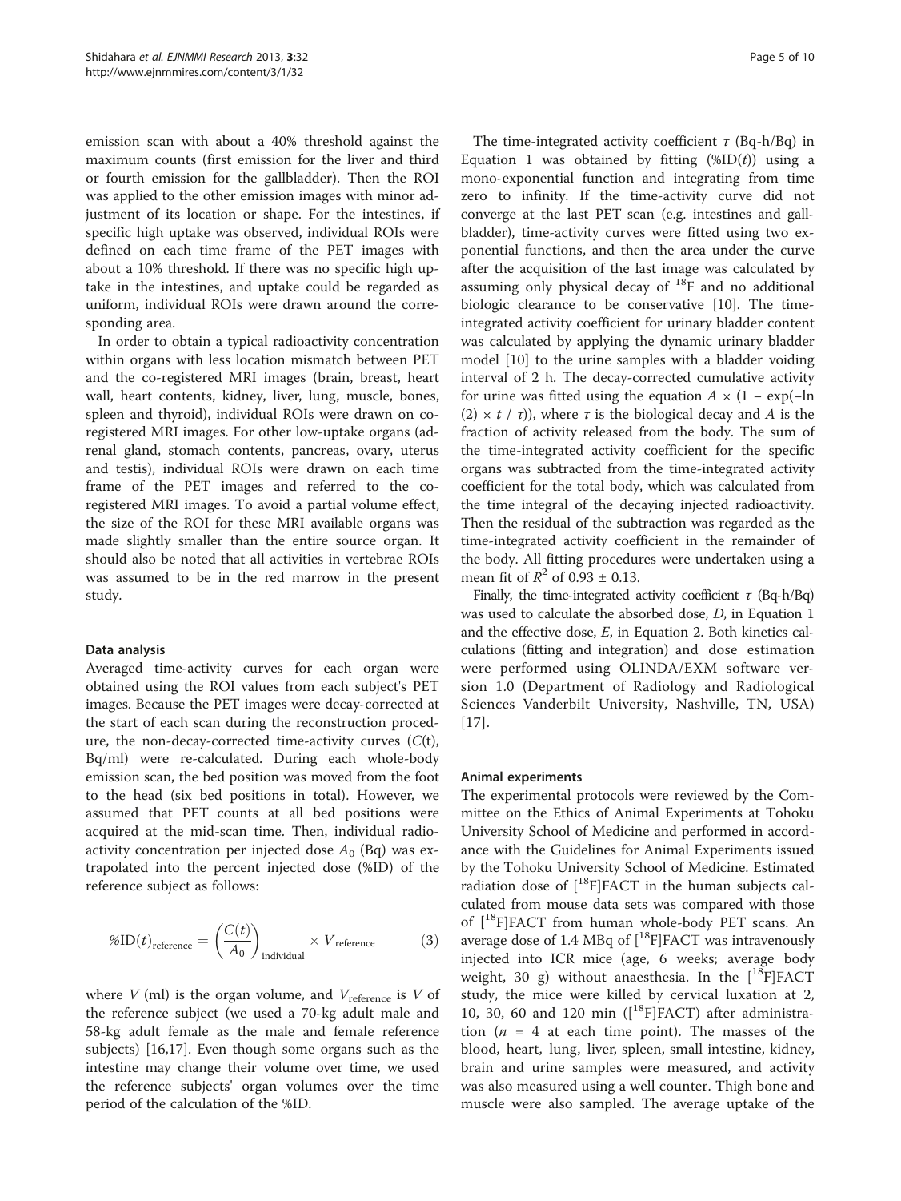emission scan with about a 40% threshold against the maximum counts (first emission for the liver and third or fourth emission for the gallbladder). Then the ROI was applied to the other emission images with minor adjustment of its location or shape. For the intestines, if specific high uptake was observed, individual ROIs were defined on each time frame of the PET images with about a 10% threshold. If there was no specific high uptake in the intestines, and uptake could be regarded as uniform, individual ROIs were drawn around the corresponding area.

In order to obtain a typical radioactivity concentration within organs with less location mismatch between PET and the co-registered MRI images (brain, breast, heart wall, heart contents, kidney, liver, lung, muscle, bones, spleen and thyroid), individual ROIs were drawn on co-registered MRI images. For other low-uptake organs (adrenal gland, stomach contents, pancreas, ovary, uterus and testis), individual ROIs were drawn on each time frame of the PET images and referred to the co-registered MRI images. To avoid a partial volume effect, the size of the ROI for these MRI available organs was made slightly smaller than the entire source organ. It should also be noted that all activities in vertebrae ROIs was assumed to be in the red marrow in the present study.

#### Data analysis

Averaged time-activity curves for each organ were obtained using the ROI values from each subject's PET images. Because the PET images were decay-corrected at the start of each scan during the reconstruction procedure, the non-decay-corrected time-activity curves ($C$(t), Bq/ml) were re-calculated. During each whole-body emission scan, the bed position was moved from the foot to the head (six bed positions in total). However, we assumed that PET counts at all bed positions were acquired at the mid-scan time. Then, individual radioactivity concentration per injected dose $A_0$ (Bq) was extrapolated into the percent injected dose (%ID) of the reference subject as follows:

$$\%\mathrm{ID}(t)_{\text{reference}} = \left(\frac{C(t)}{A_0}\right)_{\text{individual}} \times V_{\text{reference}} \qquad (3)$$

where $V$ (ml) is the organ volume, and $V_{\text{reference}}$ is $V$ of the reference subject (we used a 70-kg adult male and 58-kg adult female as the male and female reference subjects) [16,17]. Even though some organs such as the intestine may change their volume over time, we used the reference subjects' organ volumes over the time period of the calculation of the %ID.

The time-integrated activity coefficient $\tau$ (Bq-h/Bq) in Equation 1 was obtained by fitting (%ID($t$)) using a mono-exponential function and integrating from time zero to infinity. If the time-activity curve did not converge at the last PET scan (e.g. intestines and gallbladder), time-activity curves were fitted using two exponential functions, and then the area under the curve after the acquisition of the last image was calculated by assuming only physical decay of $^{18}$F and no additional biologic clearance to be conservative [10]. The time-integrated activity coefficient for urinary bladder content was calculated by applying the dynamic urinary bladder model [10] to the urine samples with a bladder voiding interval of 2 h. The decay-corrected cumulative activity for urine was fitted using the equation $A \times (1 - \exp(-\ln(2) \times t / \tau))$, where $\tau$ is the biological decay and $A$ is the fraction of activity released from the body. The sum of the time-integrated activity coefficient for the specific organs was subtracted from the time-integrated activity coefficient for the total body, which was calculated from the time integral of the decaying injected radioactivity. Then the residual of the subtraction was regarded as the time-integrated activity coefficient in the remainder of the body. All fitting procedures were undertaken using a mean fit of $R^2$ of 0.93 ± 0.13.

Finally, the time-integrated activity coefficient $\tau$ (Bq-h/Bq) was used to calculate the absorbed dose, $D$, in Equation 1 and the effective dose, $E$, in Equation 2. Both kinetics calculations (fitting and integration) and dose estimation were performed using OLINDA/EXM software version 1.0 (Department of Radiology and Radiological Sciences Vanderbilt University, Nashville, TN, USA) [17].

#### Animal experiments

The experimental protocols were reviewed by the Committee on the Ethics of Animal Experiments at Tohoku University School of Medicine and performed in accordance with the Guidelines for Animal Experiments issued by the Tohoku University School of Medicine. Estimated radiation dose of [$^{18}$F]FACT in the human subjects calculated from mouse data sets was compared with those of [$^{18}$F]FACT from human whole-body PET scans. An average dose of 1.4 MBq of [$^{18}$F]FACT was intravenously injected into ICR mice (age, 6 weeks; average body weight, 30 g) without anaesthesia. In the [$^{18}$F]FACT study, the mice were killed by cervical luxation at 2, 10, 30, 60 and 120 min ([$^{18}$F]FACT) after administration ($n$ = 4 at each time point). The masses of the blood, heart, lung, liver, spleen, small intestine, kidney, brain and urine samples were measured, and activity was also measured using a well counter. Thigh bone and muscle were also sampled. The average uptake of the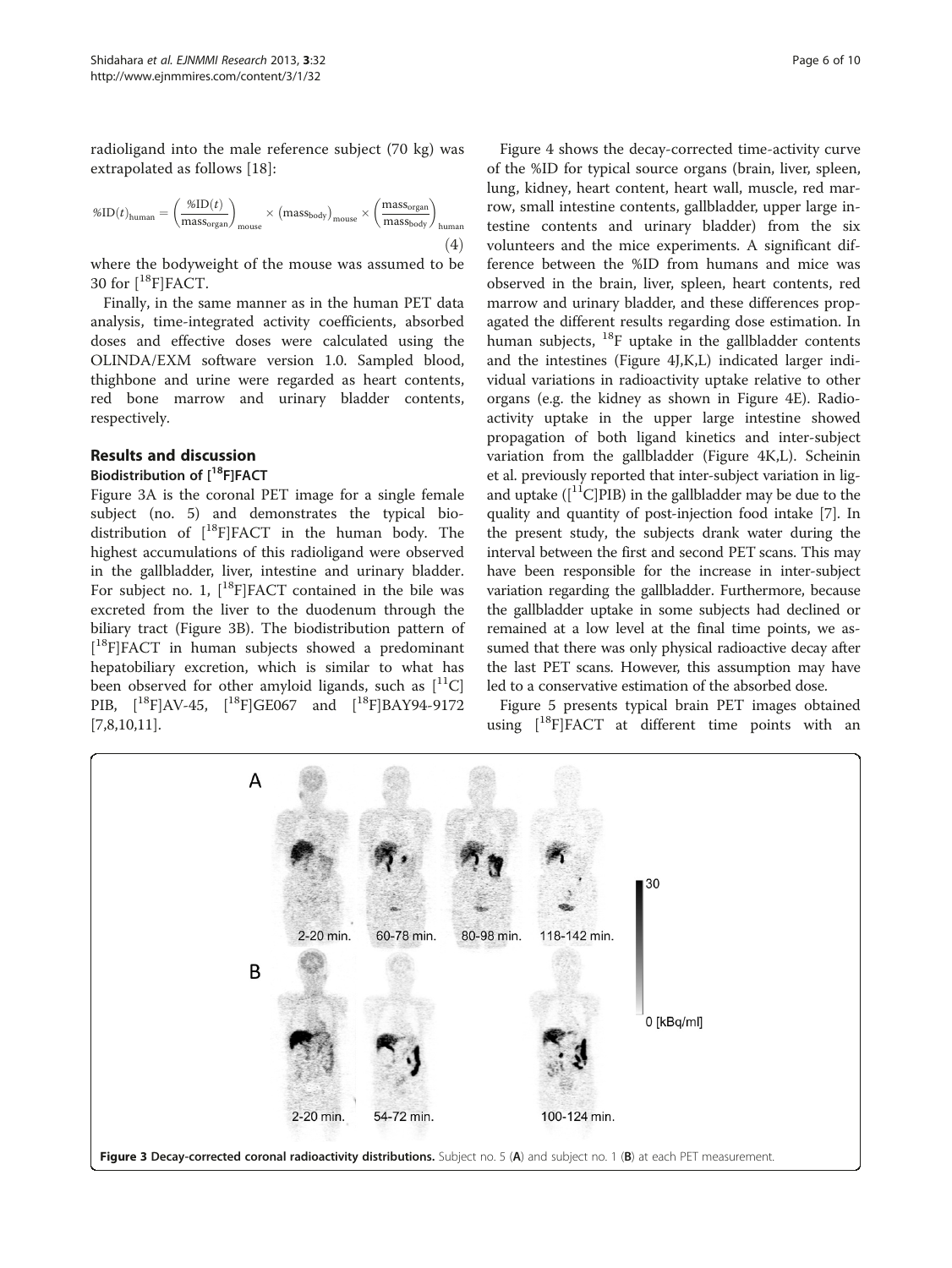radioligand into the male reference subject (70 kg) was extrapolated as follows [18]:

$$\%\mathrm{ID}(t)_{\mathrm{human}} = \left(\frac{\%\mathrm{ID}(t)}{\mathrm{mass}_{\mathrm{organ}}}\right)_{\mathrm{mouse}} \times \left(\mathrm{mass}_{\mathrm{body}}\right)_{\mathrm{mouse}} \times \left(\frac{\mathrm{mass}_{\mathrm{organ}}}{\mathrm{mass}_{\mathrm{body}}}\right)_{\mathrm{human}} \tag{4}$$

where the bodyweight of the mouse was assumed to be 30 for [$^{18}$F]FACT.

Finally, in the same manner as in the human PET data analysis, time-integrated activity coefficients, absorbed doses and effective doses were calculated using the OLINDA/EXM software version 1.0. Sampled blood, thighbone and urine were regarded as heart contents, red bone marrow and urinary bladder contents, respectively.

## Results and discussion

### Biodistribution of [$^{18}$F]FACT

Figure 3A is the coronal PET image for a single female subject (no. 5) and demonstrates the typical biodistribution of [$^{18}$F]FACT in the human body. The highest accumulations of this radioligand were observed in the gallbladder, liver, intestine and urinary bladder. For subject no. 1, [$^{18}$F]FACT contained in the bile was excreted from the liver to the duodenum through the biliary tract (Figure 3B). The biodistribution pattern of [$^{18}$F]FACT in human subjects showed a predominant hepatobiliary excretion, which is similar to what has been observed for other amyloid ligands, such as [$^{11}$C] PIB, [$^{18}$F]AV-45, [$^{18}$F]GE067 and [$^{18}$F]BAY94-9172 [7,8,10,11].

Figure 4 shows the decay-corrected time-activity curve of the %ID for typical source organs (brain, liver, spleen, lung, kidney, heart content, heart wall, muscle, red marrow, small intestine contents, gallbladder, upper large intestine contents and urinary bladder) from the six volunteers and the mice experiments. A significant difference between the %ID from humans and mice was observed in the brain, liver, spleen, heart contents, red marrow and urinary bladder, and these differences propagated the different results regarding dose estimation. In human subjects, $^{18}$F uptake in the gallbladder contents and the intestines (Figure 4J,K,L) indicated larger individual variations in radioactivity uptake relative to other organs (e.g. the kidney as shown in Figure 4E). Radioactivity uptake in the upper large intestine showed propagation of both ligand kinetics and inter-subject variation from the gallbladder (Figure 4K,L). Scheinin et al. previously reported that inter-subject variation in ligand uptake ([$^{11}$C]PIB) in the gallbladder may be due to the quality and quantity of post-injection food intake [7]. In the present study, the subjects drank water during the interval between the first and second PET scans. This may have been responsible for the increase in inter-subject variation regarding the gallbladder. Furthermore, because the gallbladder uptake in some subjects had declined or remained at a low level at the final time points, we assumed that there was only physical radioactive decay after the last PET scans. However, this assumption may have led to a conservative estimation of the absorbed dose.

Figure 5 presents typical brain PET images obtained using [$^{18}$F]FACT at different time points with an

A

2-20 min. 60-78 min. 80-98 min. 118-142 min.

B

2-20 min. 54-72 min. 100-124 min.

30

0 [kBq/ml]

**Figure 3 Decay-corrected coronal radioactivity distributions.** Subject no. 5 (**A**) and subject no. 1 (**B**) at each PET measurement.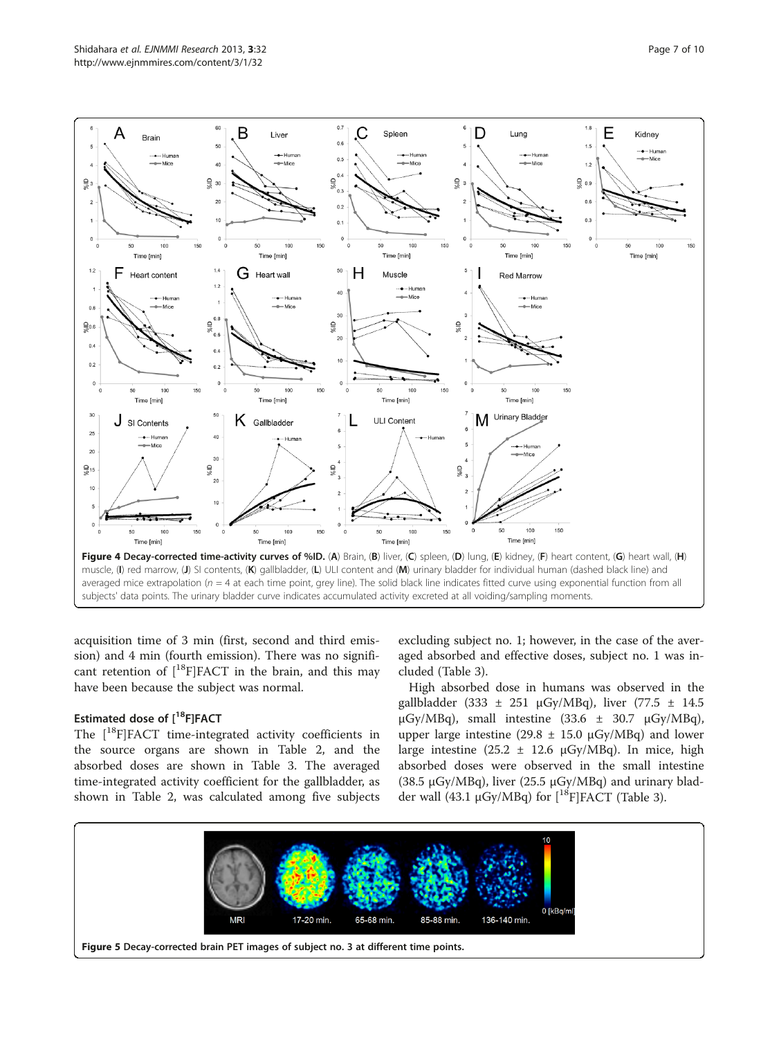A Brain

Human

Mice

B Liver

C Spleen

D Lung

E Kidney

F Heart content

G Heart wall

H Muscle

I Red Marrow

J SI Contents

K Gallbladder

L ULI Content

M Urinary Bladder

%ID

Time [min]

**Figure 4 Decay-corrected time-activity curves of %ID.** (**A**) Brain, (**B**) liver, (**C**) spleen, (**D**) lung, (**E**) kidney, (**F**) heart content, (**G**) heart wall, (**H**) muscle, (**I**) red marrow, (**J**) SI contents, (**K**) gallbladder, (**L**) ULI content and (**M**) urinary bladder for individual human (dashed black line) and averaged mice extrapolation ($n = 4$ at each time point, grey line). The solid black line indicates fitted curve using exponential function from all subjects' data points. The urinary bladder curve indicates accumulated activity excreted at all voiding/sampling moments.

acquisition time of 3 min (first, second and third emission) and 4 min (fourth emission). There was no significant retention of [$^{18}$F]FACT in the brain, and this may have been because the subject was normal.

### Estimated dose of [$^{18}$F]FACT

The [$^{18}$F]FACT time-integrated activity coefficients in the source organs are shown in Table 2, and the absorbed doses are shown in Table 3. The averaged time-integrated activity coefficient for the gallbladder, as shown in Table 2, was calculated among five subjects excluding subject no. 1; however, in the case of the averaged absorbed and effective doses, subject no. 1 was included (Table 3).

High absorbed dose in humans was observed in the gallbladder (333 ± 251 μGy/MBq), liver (77.5 ± 14.5 μGy/MBq), small intestine (33.6 ± 30.7 μGy/MBq), upper large intestine (29.8 ± 15.0 μGy/MBq) and lower large intestine (25.2 ± 12.6 μGy/MBq). In mice, high absorbed doses were observed in the small intestine (38.5 μGy/MBq), liver (25.5 μGy/MBq) and urinary bladder wall (43.1 μGy/MBq) for [$^{18}$F]FACT (Table 3).

MRI

17-20 min.

65-68 min.

85-88 min.

136-140 min.

10

0 [kBq/ml]

**Figure 5 Decay-corrected brain PET images of subject no. 3 at different time points.**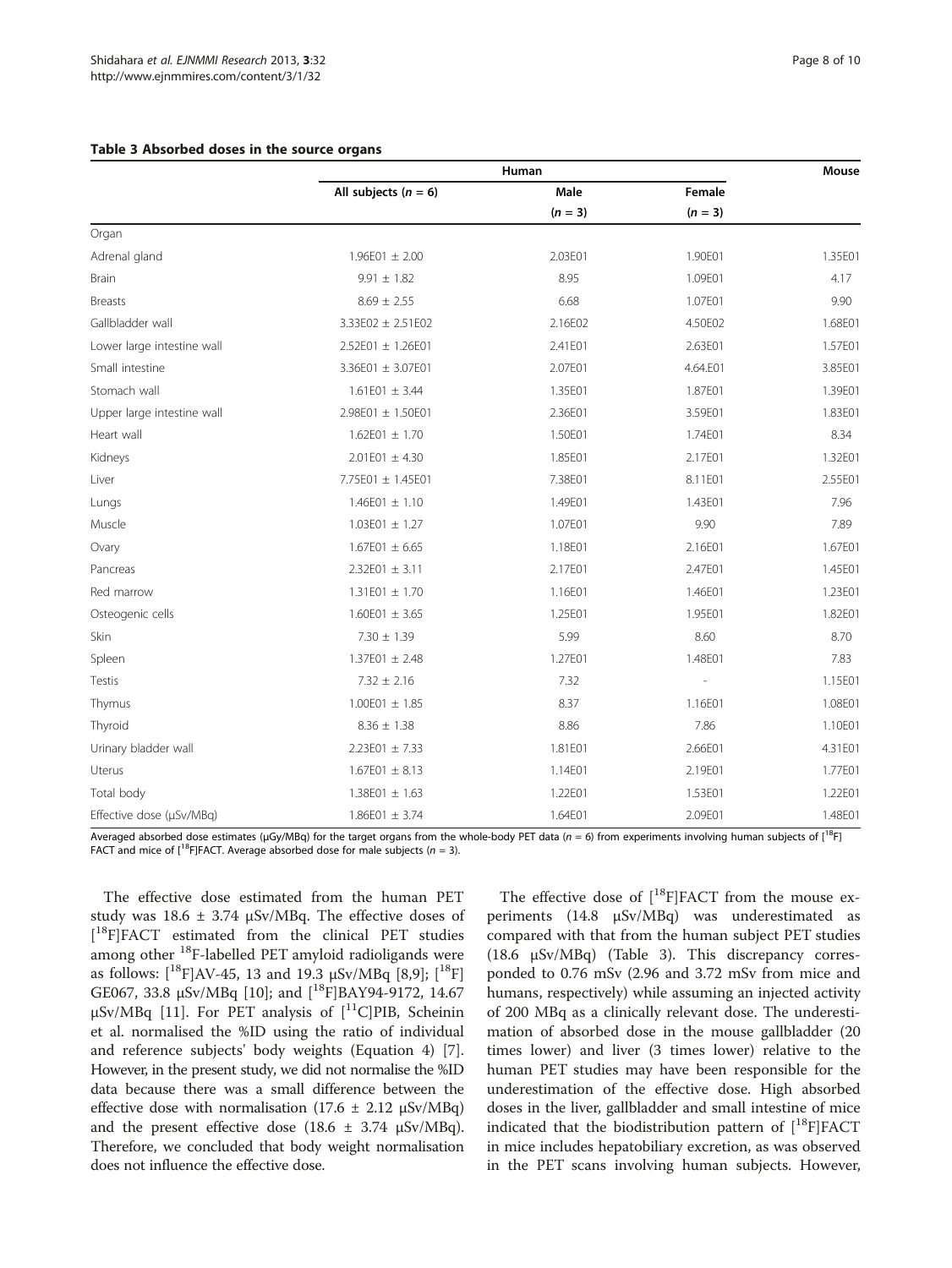**Table 3 Absorbed doses in the source organs**

| | Human | | | Mouse |
|---|---|---|---|---|
| | All subjects ($n$ = 6) | Male ($n$ = 3) | Female ($n$ = 3) | |
| Organ | | | | |
| Adrenal gland | 1.96E01 ± 2.00 | 2.03E01 | 1.90E01 | 1.35E01 |
| Brain | 9.91 ± 1.82 | 8.95 | 1.09E01 | 4.17 |
| Breasts | 8.69 ± 2.55 | 6.68 | 1.07E01 | 9.90 |
| Gallbladder wall | 3.33E02 ± 2.51E02 | 2.16E02 | 4.50E02 | 1.68E01 |
| Lower large intestine wall | 2.52E01 ± 1.26E01 | 2.41E01 | 2.63E01 | 1.57E01 |
| Small intestine | 3.36E01 ± 3.07E01 | 2.07E01 | 4.64.E01 | 3.85E01 |
| Stomach wall | 1.61E01 ± 3.44 | 1.35E01 | 1.87E01 | 1.39E01 |
| Upper large intestine wall | 2.98E01 ± 1.50E01 | 2.36E01 | 3.59E01 | 1.83E01 |
| Heart wall | 1.62E01 ± 1.70 | 1.50E01 | 1.74E01 | 8.34 |
| Kidneys | 2.01E01 ± 4.30 | 1.85E01 | 2.17E01 | 1.32E01 |
| Liver | 7.75E01 ± 1.45E01 | 7.38E01 | 8.11E01 | 2.55E01 |
| Lungs | 1.46E01 ± 1.10 | 1.49E01 | 1.43E01 | 7.96 |
| Muscle | 1.03E01 ± 1.27 | 1.07E01 | 9.90 | 7.89 |
| Ovary | 1.67E01 ± 6.65 | 1.18E01 | 2.16E01 | 1.67E01 |
| Pancreas | 2.32E01 ± 3.11 | 2.17E01 | 2.47E01 | 1.45E01 |
| Red marrow | 1.31E01 ± 1.70 | 1.16E01 | 1.46E01 | 1.23E01 |
| Osteogenic cells | 1.60E01 ± 3.65 | 1.25E01 | 1.95E01 | 1.82E01 |
| Skin | 7.30 ± 1.39 | 5.99 | 8.60 | 8.70 |
| Spleen | 1.37E01 ± 2.48 | 1.27E01 | 1.48E01 | 7.83 |
| Testis | 7.32 ± 2.16 | 7.32 | - | 1.15E01 |
| Thymus | 1.00E01 ± 1.85 | 8.37 | 1.16E01 | 1.08E01 |
| Thyroid | 8.36 ± 1.38 | 8.86 | 7.86 | 1.10E01 |
| Urinary bladder wall | 2.23E01 ± 7.33 | 1.81E01 | 2.66E01 | 4.31E01 |
| Uterus | 1.67E01 ± 8.13 | 1.14E01 | 2.19E01 | 1.77E01 |
| Total body | 1.38E01 ± 1.63 | 1.22E01 | 1.53E01 | 1.22E01 |
| Effective dose (μSv/MBq) | 1.86E01 ± 3.74 | 1.64E01 | 2.09E01 | 1.48E01 |

Averaged absorbed dose estimates (μGy/MBq) for the target organs from the whole-body PET data ($n$ = 6) from experiments involving human subjects of [$^{18}$F]FACT and mice of [$^{18}$F]FACT. Average absorbed dose for male subjects ($n$ = 3).

The effective dose estimated from the human PET study was 18.6 ± 3.74 μSv/MBq. The effective doses of [$^{18}$F]FACT estimated from the clinical PET studies among other $^{18}$F-labelled PET amyloid radioligands were as follows: [$^{18}$F]AV-45, 13 and 19.3 μSv/MBq [8,9]; [$^{18}$F]GE067, 33.8 μSv/MBq [10]; and [$^{18}$F]BAY94-9172, 14.67 μSv/MBq [11]. For PET analysis of [$^{11}$C]PIB, Scheinin et al. normalised the %ID using the ratio of individual and reference subjects' body weights (Equation 4) [7]. However, in the present study, we did not normalise the %ID data because there was a small difference between the effective dose with normalisation (17.6 ± 2.12 μSv/MBq) and the present effective dose (18.6 ± 3.74 μSv/MBq). Therefore, we concluded that body weight normalisation does not influence the effective dose.

The effective dose of [$^{18}$F]FACT from the mouse experiments (14.8 μSv/MBq) was underestimated as compared with that from the human subject PET studies (18.6 μSv/MBq) (Table 3). This discrepancy corresponded to 0.76 mSv (2.96 and 3.72 mSv from mice and humans, respectively) while assuming an injected activity of 200 MBq as a clinically relevant dose. The underestimation of absorbed dose in the mouse gallbladder (20 times lower) and liver (3 times lower) relative to the human PET studies may have been responsible for the underestimation of the effective dose. High absorbed doses in the liver, gallbladder and small intestine of mice indicated that the biodistribution pattern of [$^{18}$F]FACT in mice includes hepatobiliary excretion, as was observed in the PET scans involving human subjects. However,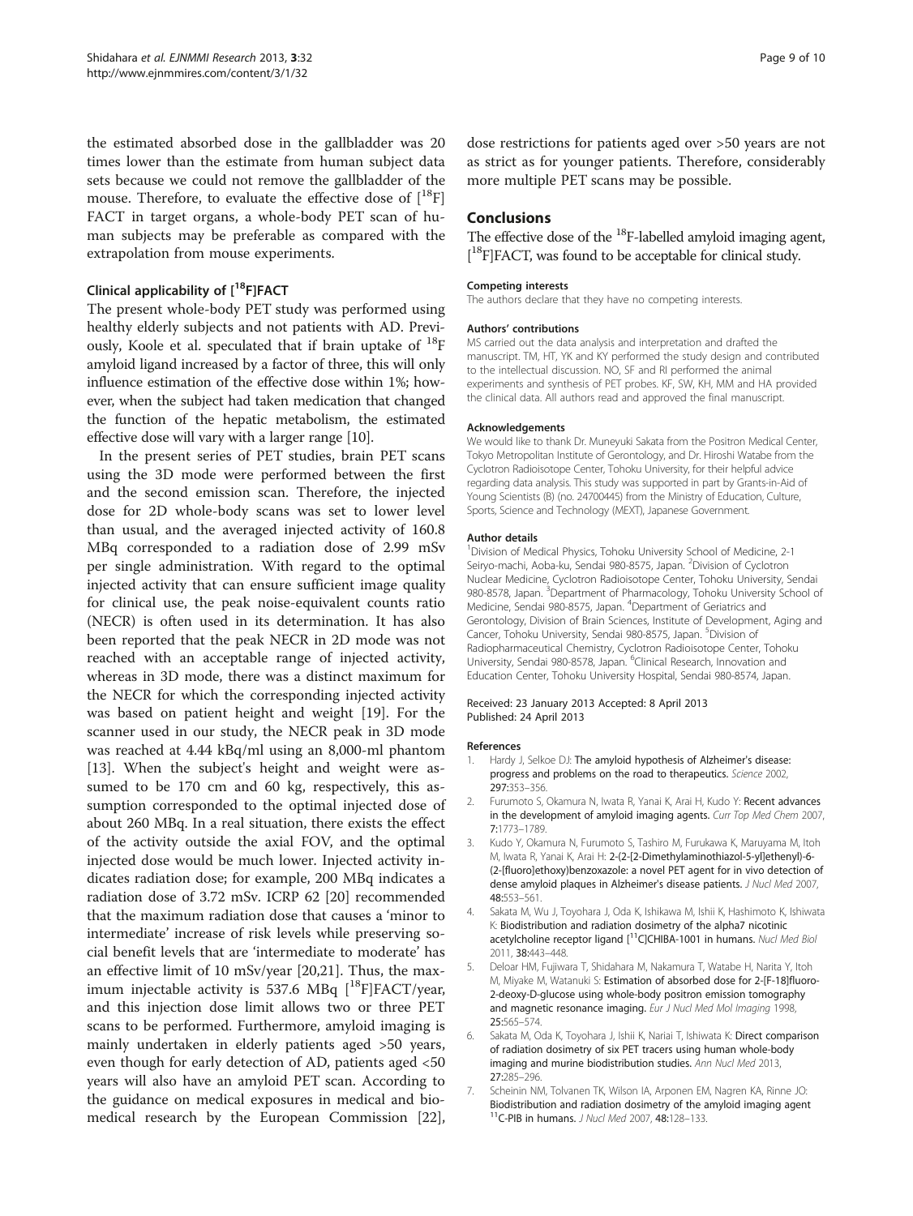the estimated absorbed dose in the gallbladder was 20 times lower than the estimate from human subject data sets because we could not remove the gallbladder of the mouse. Therefore, to evaluate the effective dose of [$^{18}$F] FACT in target organs, a whole-body PET scan of human subjects may be preferable as compared with the extrapolation from mouse experiments.

### Clinical applicability of [$^{18}$F]FACT

The present whole-body PET study was performed using healthy elderly subjects and not patients with AD. Previously, Koole et al. speculated that if brain uptake of $^{18}$F amyloid ligand increased by a factor of three, this will only influence estimation of the effective dose within 1%; however, when the subject had taken medication that changed the function of the hepatic metabolism, the estimated effective dose will vary with a larger range [10].

In the present series of PET studies, brain PET scans using the 3D mode were performed between the first and the second emission scan. Therefore, the injected dose for 2D whole-body scans was set to lower level than usual, and the averaged injected activity of 160.8 MBq corresponded to a radiation dose of 2.99 mSv per single administration. With regard to the optimal injected activity that can ensure sufficient image quality for clinical use, the peak noise-equivalent counts ratio (NECR) is often used in its determination. It has also been reported that the peak NECR in 2D mode was not reached with an acceptable range of injected activity, whereas in 3D mode, there was a distinct maximum for the NECR for which the corresponding injected activity was based on patient height and weight [19]. For the scanner used in our study, the NECR peak in 3D mode was reached at 4.44 kBq/ml using an 8,000-ml phantom [13]. When the subject's height and weight were assumed to be 170 cm and 60 kg, respectively, this assumption corresponded to the optimal injected dose of about 260 MBq. In a real situation, there exists the effect of the activity outside the axial FOV, and the optimal injected dose would be much lower. Injected activity indicates radiation dose; for example, 200 MBq indicates a radiation dose of 3.72 mSv. ICRP 62 [20] recommended that the maximum radiation dose that causes a 'minor to intermediate' increase of risk levels while preserving social benefit levels that are 'intermediate to moderate' has an effective limit of 10 mSv/year [20,21]. Thus, the maximum injectable activity is 537.6 MBq [$^{18}$F]FACT/year, and this injection dose limit allows two or three PET scans to be performed. Furthermore, amyloid imaging is mainly undertaken in elderly patients aged >50 years, even though for early detection of AD, patients aged <50 years will also have an amyloid PET scan. According to the guidance on medical exposures in medical and biomedical research by the European Commission [22], dose restrictions for patients aged over >50 years are not as strict as for younger patients. Therefore, considerably more multiple PET scans may be possible.

## Conclusions

The effective dose of the $^{18}$F-labelled amyloid imaging agent, [$^{18}$F]FACT, was found to be acceptable for clinical study.

#### Competing interests

The authors declare that they have no competing interests.

#### Authors' contributions

MS carried out the data analysis and interpretation and drafted the manuscript. TM, HT, YK and KY performed the study design and contributed to the intellectual discussion. NO, SF and RI performed the animal experiments and synthesis of PET probes. KF, SW, KH, MM and HA provided the clinical data. All authors read and approved the final manuscript.

#### Acknowledgements

We would like to thank Dr. Muneyuki Sakata from the Positron Medical Center, Tokyo Metropolitan Institute of Gerontology, and Dr. Hiroshi Watabe from the Cyclotron Radioisotope Center, Tohoku University, for their helpful advice regarding data analysis. This study was supported in part by Grants-in-Aid of Young Scientists (B) (no. 24700445) from the Ministry of Education, Culture, Sports, Science and Technology (MEXT), Japanese Government.

#### Author details

[1]Division of Medical Physics, Tohoku University School of Medicine, 2-1 Seiryo-machi, Aoba-ku, Sendai 980-8575, Japan. [2]Division of Cyclotron Nuclear Medicine, Cyclotron Radioisotope Center, Tohoku University, Sendai 980-8578, Japan. [3]Department of Pharmacology, Tohoku University School of Medicine, Sendai 980-8575, Japan. [4]Department of Geriatrics and Gerontology, Division of Brain Sciences, Institute of Development, Aging and Cancer, Tohoku University, Sendai 980-8575, Japan. [5]Division of Radiopharmaceutical Chemistry, Cyclotron Radioisotope Center, Tohoku University, Sendai 980-8578, Japan. [6]Clinical Research, Innovation and Education Center, Tohoku University Hospital, Sendai 980-8574, Japan.

Received: 23 January 2013 Accepted: 8 April 2013
Published: 24 April 2013

#### References

1. Hardy J, Selkoe DJ: **The amyloid hypothesis of Alzheimer's disease: progress and problems on the road to therapeutics.** *Science* 2002, **297**:353–356.
2. Furumoto S, Okamura N, Iwata R, Yanai K, Arai H, Kudo Y: **Recent advances in the development of amyloid imaging agents.** *Curr Top Med Chem* 2007, **7**:1773–1789.
3. Kudo Y, Okamura N, Furumoto S, Tashiro M, Furukawa K, Maruyama M, Itoh M, Iwata R, Yanai K, Arai H: **2-(2-[2-Dimethylaminothiazol-5-yl]ethenyl)-6-(2-[fluoro]ethoxy)benzoxazole: a novel PET agent for in vivo detection of dense amyloid plaques in Alzheimer's disease patients.** *J Nucl Med* 2007, **48**:553–561.
4. Sakata M, Wu J, Toyohara J, Oda K, Ishikawa M, Ishii K, Hashimoto K, Ishiwata K: **Biodistribution and radiation dosimetry of the alpha7 nicotinic acetylcholine receptor ligand [$^{11}$C]CHIBA-1001 in humans.** *Nucl Med Biol* 2011, **38**:443–448.
5. Deloar HM, Fujiwara T, Shidahara M, Nakamura T, Watabe H, Narita Y, Itoh M, Miyake M, Watanuki S: **Estimation of absorbed dose for 2-[F-18]fluoro-2-deoxy-D-glucose using whole-body positron emission tomography and magnetic resonance imaging.** *Eur J Nucl Med Mol Imaging* 1998, **25**:565–574.
6. Sakata M, Oda K, Toyohara J, Ishii K, Nariai T, Ishiwata K: **Direct comparison of radiation dosimetry of six PET tracers using human whole-body imaging and murine biodistribution studies.** *Ann Nucl Med* 2013, **27**:285–296.
7. Scheinin NM, Tolvanen TK, Wilson IA, Arponen EM, Nagren KA, Rinne JO: **Biodistribution and radiation dosimetry of the amyloid imaging agent $^{11}$C-PIB in humans.** *J Nucl Med* 2007, **48**:128–133.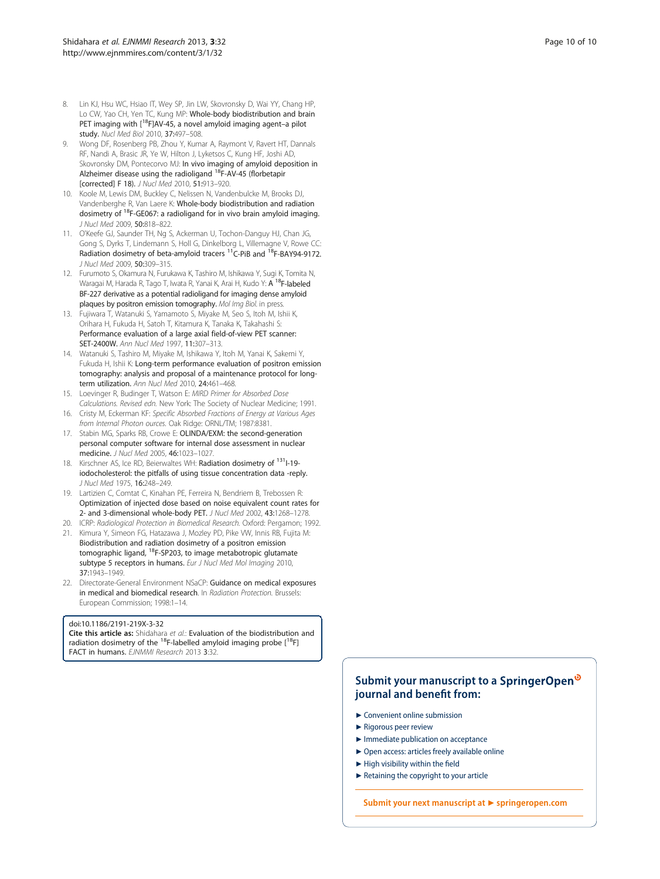8. Lin KJ, Hsu WC, Hsiao IT, Wey SP, Jin LW, Skovronsky D, Wai YY, Chang HP, Lo CW, Yao CH, Yen TC, Kung MP: **Whole-body biodistribution and brain PET imaging with [$^{18}$F]AV-45, a novel amyloid imaging agent–a pilot study.** *Nucl Med Biol* 2010, **37:**497–508.
9. Wong DF, Rosenberg PB, Zhou Y, Kumar A, Raymont V, Ravert HT, Dannals RF, Nandi A, Brasic JR, Ye W, Hilton J, Lyketsos C, Kung HF, Joshi AD, Skovronsky DM, Pontecorvo MJ: **In vivo imaging of amyloid deposition in Alzheimer disease using the radioligand $^{18}$F-AV-45 (florbetapir [corrected] F 18).** *J Nucl Med* 2010, **51:**913–920.
10. Koole M, Lewis DM, Buckley C, Nelissen N, Vandenbulcke M, Brooks DJ, Vandenberghe R, Van Laere K: **Whole-body biodistribution and radiation dosimetry of $^{18}$F-GE067: a radioligand for in vivo brain amyloid imaging.** *J Nucl Med* 2009, **50:**818–822.
11. O'Keefe GJ, Saunder TH, Ng S, Ackerman U, Tochon-Danguy HJ, Chan JG, Gong S, Dyrks T, Lindemann S, Holl G, Dinkelborg L, Villemagne V, Rowe CC: **Radiation dosimetry of beta-amyloid tracers $^{11}$C-PiB and $^{18}$F-BAY94-9172.** *J Nucl Med* 2009, **50:**309–315.
12. Furumoto S, Okamura N, Furukawa K, Tashiro M, Ishikawa Y, Sugi K, Tomita N, Waragai M, Harada R, Tago T, Iwata R, Yanai K, Arai H, Kudo Y: **A $^{18}$F-labeled BF-227 derivative as a potential radioligand for imaging dense amyloid plaques by positron emission tomography.** *Mol Img Biol.* in press.
13. Fujiwara T, Watanuki S, Yamamoto S, Miyake M, Seo S, Itoh M, Ishii K, Orihara H, Fukuda H, Satoh T, Kitamura K, Tanaka K, Takahashi S: **Performance evaluation of a large axial field-of-view PET scanner: SET-2400W.** *Ann Nucl Med* 1997, **11:**307–313.
14. Watanuki S, Tashiro M, Miyake M, Ishikawa Y, Itoh M, Yanai K, Sakemi Y, Fukuda H, Ishii K: **Long-term performance evaluation of positron emission tomography: analysis and proposal of a maintenance protocol for long-term utilization.** *Ann Nucl Med* 2010, **24:**461–468.
15. Loevinger R, Budinger T, Watson E: *MIRD Primer for Absorbed Dose Calculations. Revised edn.* New York: The Society of Nuclear Medicine; 1991.
16. Cristy M, Eckerman KF: *Specific Absorbed Fractions of Energy at Various Ages from Internal Photon ources.* Oak Ridge: ORNL/TM; 1987:8381.
17. Stabin MG, Sparks RB, Crowe E: **OLINDA/EXM: the second-generation personal computer software for internal dose assessment in nuclear medicine.** *J Nucl Med* 2005, **46:**1023–1027.
18. Kirschner AS, Ice RD, Beierwaltes WH: **Radiation dosimetry of $^{131}$I-19-iodocholesterol: the pitfalls of using tissue concentration data -reply.** *J Nucl Med* 1975, **16:**248–249.
19. Lartizien C, Comtat C, Kinahan PE, Ferreira N, Bendriem B, Trebossen R: **Optimization of injected dose based on noise equivalent count rates for 2- and 3-dimensional whole-body PET.** *J Nucl Med* 2002, **43:**1268–1278.
20. ICRP: *Radiological Protection in Biomedical Research.* Oxford: Pergamon; 1992.
21. Kimura Y, Simeon FG, Hatazawa J, Mozley PD, Pike VW, Innis RB, Fujita M: **Biodistribution and radiation dosimetry of a positron emission tomographic ligand, $^{18}$F-SP203, to image metabotropic glutamate subtype 5 receptors in humans.** *Eur J Nucl Med Mol Imaging* 2010, **37:**1943–1949.
22. Directorate-General Environment NSaCP: **Guidance on medical exposures in medical and biomedical research**. In *Radiation Protection.* Brussels: European Commission; 1998:1–14.

doi:10.1186/2191-219X-3-32

**Cite this article as:** Shidahara *et al.*: Evaluation of the biodistribution and radiation dosimetry of the $^{18}$F-labelled amyloid imaging probe [$^{18}$F] FACT in humans. *EJNMMI Research* 2013 **3**:32.

**Submit your manuscript to a SpringerOpen journal and benefit from:**

- ► Convenient online submission
- ► Rigorous peer review
- ► Immediate publication on acceptance
- ► Open access: articles freely available online
- ► High visibility within the field
- ► Retaining the copyright to your article

**Submit your next manuscript at ► springeropen.com**